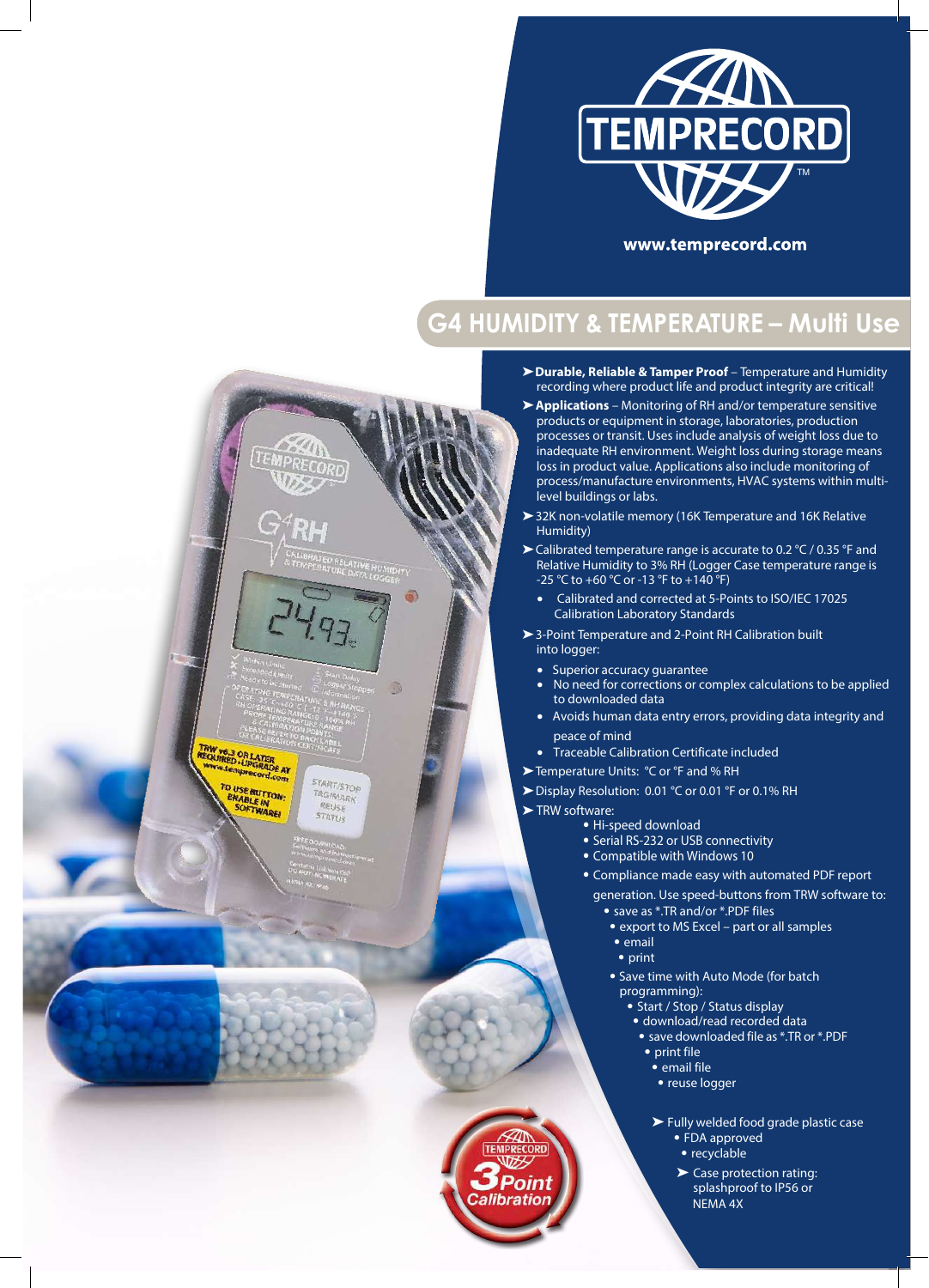# TEMPRECORD

www.temprecord.com

## G4 HUMIDITY & TEMPERATURE – Multi Use

- **Durable, Reliable & Tamper Proof** – Temperature and Humidity recording where product life and product integrity are critical!
- **Applications** – Monitoring of RH and/or temperature sensitive products or equipment in storage, laboratories, production processes or transit. Uses include analysis of weight loss due to inadequate RH environment. Weight loss during storage means loss in product value. Applications also include monitoring of process/manufacture environments, HVAC systems within multi-level buildings or labs.
- 32K non-volatile memory (16K Temperature and 16K Relative Humidity)
- Calibrated temperature range is accurate to 0.2 °C / 0.35 °F and Relative Humidity to 3% RH (Logger Case temperature range is -25 °C to +60 °C or -13 °F to +140 °F)
  - Calibrated and corrected at 5-Points to ISO/IEC 17025 Calibration Laboratory Standards
- 3-Point Temperature and 2-Point RH Calibration built into logger:
  - Superior accuracy guarantee
  - No need for corrections or complex calculations to be applied to downloaded data
  - Avoids human data entry errors, providing data integrity and peace of mind
  - Traceable Calibration Certificate included
- Temperature Units: °C or °F and % RH
- Display Resolution: 0.01 °C or 0.01 °F or 0.1% RH
- TRW software:
  - Hi-speed download
  - Serial RS-232 or USB connectivity
  - Compatible with Windows 10
  - Compliance made easy with automated PDF report generation. Use speed-buttons from TRW software to:
    - save as *.TR and/or *.PDF files
    - export to MS Excel – part or all samples
    - email
    - print
  - Save time with Auto Mode (for batch programming):
    - Start / Stop / Status display
    - download/read recorded data
    - save downloaded file as *.TR or *.PDF
    - print file
    - email file
    - reuse logger
- Fully welded food grade plastic case
  - FDA approved
  - recyclable
- Case protection rating: splashproof to IP56 or NEMA 4X

TEMPRECORD 3 Point Calibration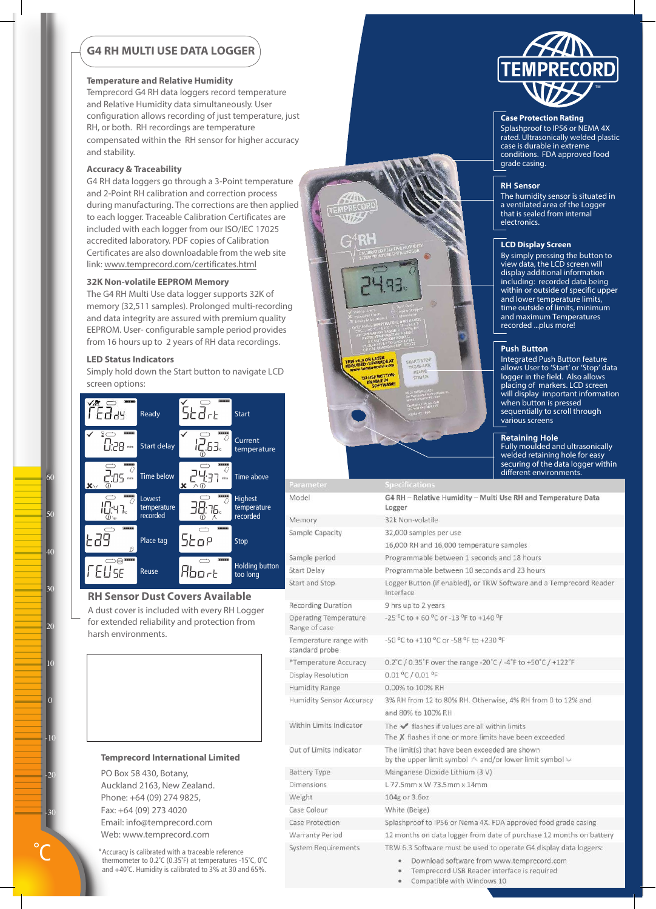## G4 RH MULTI USE DATA LOGGER

### Temperature and Relative Humidity

Temprecord G4 RH data loggers record temperature and Relative Humidity data simultaneously. User configuration allows recording of just temperature, just RH, or both. RH recordings are temperature compensated within the RH sensor for higher accuracy and stability.

### Accuracy & Traceability

G4 RH data loggers go through a 3-Point temperature and 2-Point RH calibration and correction process during manufacturing. The corrections are then applied to each logger. Traceable Calibration Certificates are included with each logger from our ISO/IEC 17025 accredited laboratory. PDF copies of Calibration Certificates are also downloadable from the web site link: www.temprecord.com/certificates.html

### 32K Non-volatile EEPROM Memory

The G4 RH Multi Use data logger supports 32K of memory (32,511 samples). Prolonged multi-recording and data integrity are assured with premium quality EEPROM. User- configurable sample period provides from 16 hours up to 2 years of RH data recordings.

### LED Status Indicators

Simply hold down the Start button to navigate LCD screen options:

| | |
|---|---|
| Ready | Start |
| Start delay | Current temperature |
| Time below | Time above |
| Lowest temperature recorded | Highest temperature recorded |
| Place tag | Stop |
| Reuse | Holding button too long |

### RH Sensor Dust Covers Available

A dust cover is included with every RH Logger for extended reliability and protection from harsh environments.

### Case Protection Rating

Splashproof to IP56 or NEMA 4X rated. Ultrasonically welded plastic case is durable in extreme conditions. FDA approved food grade casing.

### RH Sensor

The humidity sensor is situated in a ventilated area of the Logger that is sealed from internal electronics.

### LCD Display Screen

By simply pressing the button to view data, the LCD screen will display additional information including: recorded data being within or outside of specific upper and lower temperature limits, time outside of limits, minimum and maximum Temperatures recorded ...plus more!

### Push Button

Integrated Push Button feature allows User to 'Start' or 'Stop' data logger in the field. Also allows placing of markers. LCD screen will display important information when button is pressed sequentially to scroll through various screens

### Retaining Hole

Fully moulded and ultrasonically welded retaining hole for easy securing of the data logger within different environments.

| Parameter | Specifications |
|---|---|
| Model | G4 RH – Relative Humidity – Multi Use RH and Temperature Data Logger |
| Memory | 32k Non-volatile |
| Sample Capacity | 32,000 samples per use<br>16,000 RH and 16,000 temperature samples |
| Sample period | Programmable between 1 seconds and 18 hours |
| Start Delay | Programmable between 10 seconds and 23 hours |
| Start and Stop | Logger Button (if enabled), or TRW Software and a Temprecord Reader Interface |
| Recording Duration | 9 hrs up to 2 years |
| Operating Temperature Range of case | -25 °C to + 60 °C or -13 °F to +140 °F |
| Temperature range with standard probe | -50 °C to +110 °C or -58 °F to +230 °F |
| *Temperature Accuracy | 0.2°C / 0.35°F over the range -20°C / -4°F to +50°C / +122°F |
| Display Resolution | 0.01 °C / 0.01 °F |
| Humidity Range | 0.00% to 100% RH |
| Humidity Sensor Accuracy | 3% RH from 12 to 80% RH. Otherwise, 4% RH from 0 to 12% and and 80% to 100% RH |
| Within Limits Indicator | The ✔ flashes if values are all within limits<br>The ✗ flashes if one or more limits have been exceeded |
| Out of Limits Indicator | The limit(s) that have been exceeded are shown by the upper limit symbol ^ and/or lower limit symbol ⌄ |
| Battery Type | Manganese Dioxide Lithium (3 V) |
| Dimensions | L 77.5mm x W 73.5mm x 14mm |
| Weight | 104g or 3.6oz |
| Case Colour | White (Beige) |
| Case Protection | Splashproof to IP56 or Nema 4X. FDA approved food grade casing |
| Warranty Period | 12 months on data logger from date of purchase 12 months on battery |
| System Requirements | TRW 6.3 Software must be used to operate G4 display data loggers:<br>• Download software from www.temprecord.com<br>• Temprecord USB Reader interface is required<br>• Compatible with Windows 10 |

**Temprecord International Limited**

PO Box 58 430, Botany,
Auckland 2163, New Zealand.
Phone: +64 (09) 274 9825,
Fax: +64 (09) 273 4020
Email: info@temprecord.com
Web: www.temprecord.com

*Accuracy is calibrated with a traceable reference thermometer to 0.2˚C (0.35˚F) at temperatures -15˚C, 0˚C and +40˚C. Humidity is calibrated to 3% at 30 and 65%.